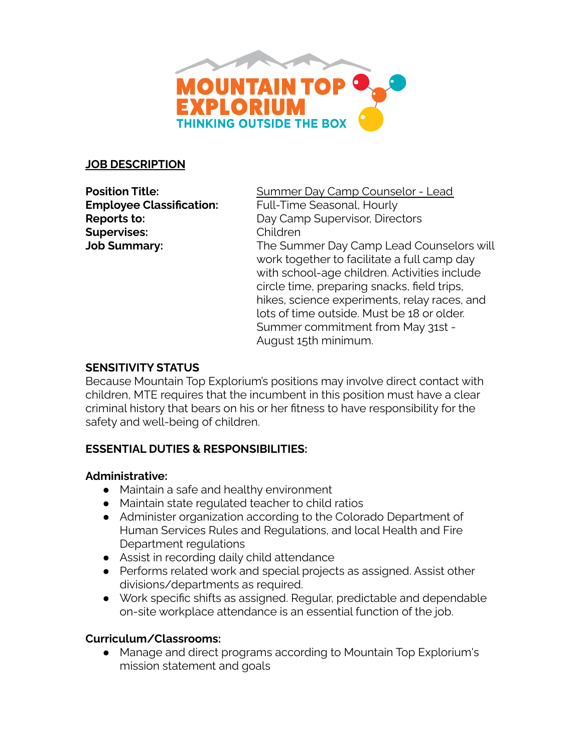MOUNTAIN TOP EXPLORIUM

THINKING OUTSIDE THE BOX

## JOB DESCRIPTION

**Position Title:** Summer Day Camp Counselor - Lead

**Employee Classification:** Full-Time Seasonal, Hourly

**Reports to:** Day Camp Supervisor, Directors

**Supervises:** Children

**Job Summary:** The Summer Day Camp Lead Counselors will work together to facilitate a full camp day with school-age children. Activities include circle time, preparing snacks, field trips, hikes, science experiments, relay races, and lots of time outside. Must be 18 or older. Summer commitment from May 31st - August 15th minimum.

### SENSITIVITY STATUS

Because Mountain Top Explorium's positions may involve direct contact with children, MTE requires that the incumbent in this position must have a clear criminal history that bears on his or her fitness to have responsibility for the safety and well-being of children.

### ESSENTIAL DUTIES & RESPONSIBILITIES:

**Administrative:**

- Maintain a safe and healthy environment
- Maintain state regulated teacher to child ratios
- Administer organization according to the Colorado Department of Human Services Rules and Regulations, and local Health and Fire Department regulations
- Assist in recording daily child attendance
- Performs related work and special projects as assigned. Assist other divisions/departments as required.
- Work specific shifts as assigned. Regular, predictable and dependable on-site workplace attendance is an essential function of the job.

**Curriculum/Classrooms:**

- Manage and direct programs according to Mountain Top Explorium's mission statement and goals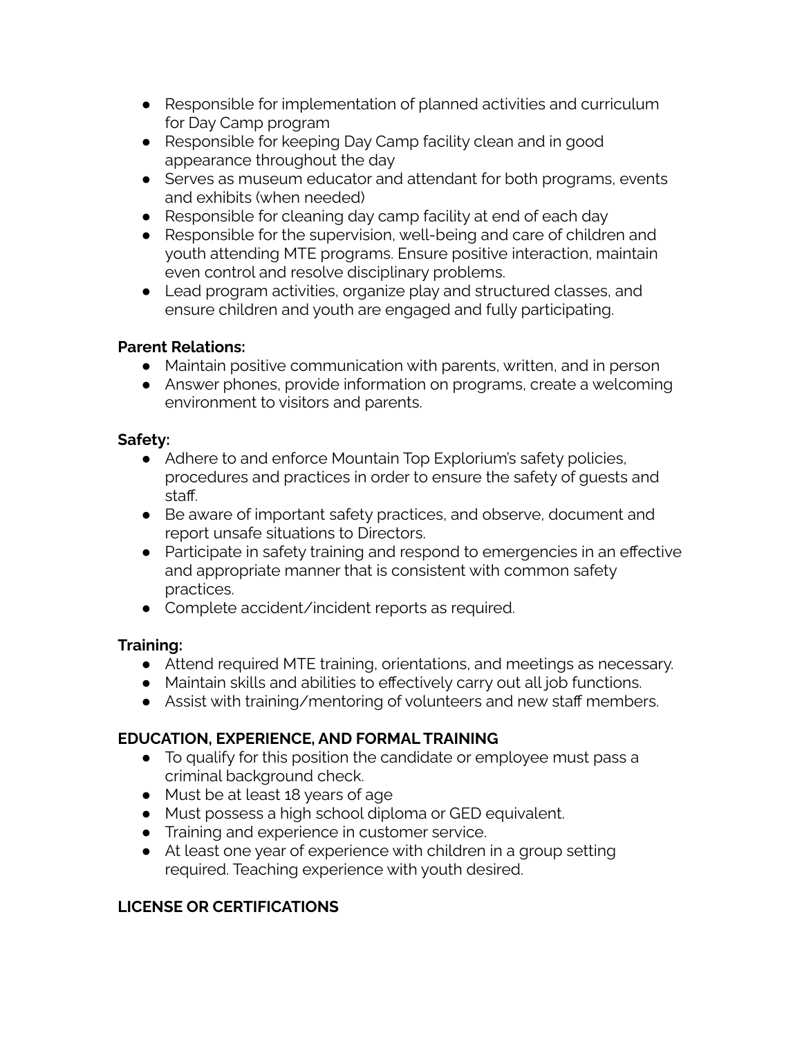- Responsible for implementation of planned activities and curriculum for Day Camp program
- Responsible for keeping Day Camp facility clean and in good appearance throughout the day
- Serves as museum educator and attendant for both programs, events and exhibits (when needed)
- Responsible for cleaning day camp facility at end of each day
- Responsible for the supervision, well-being and care of children and youth attending MTE programs. Ensure positive interaction, maintain even control and resolve disciplinary problems.
- Lead program activities, organize play and structured classes, and ensure children and youth are engaged and fully participating.

**Parent Relations:**

- Maintain positive communication with parents, written, and in person
- Answer phones, provide information on programs, create a welcoming environment to visitors and parents.

**Safety:**

- Adhere to and enforce Mountain Top Explorium's safety policies, procedures and practices in order to ensure the safety of guests and staff.
- Be aware of important safety practices, and observe, document and report unsafe situations to Directors.
- Participate in safety training and respond to emergencies in an effective and appropriate manner that is consistent with common safety practices.
- Complete accident/incident reports as required.

**Training:**

- Attend required MTE training, orientations, and meetings as necessary.
- Maintain skills and abilities to effectively carry out all job functions.
- Assist with training/mentoring of volunteers and new staff members.

**EDUCATION, EXPERIENCE, AND FORMAL TRAINING**

- To qualify for this position the candidate or employee must pass a criminal background check.
- Must be at least 18 years of age
- Must possess a high school diploma or GED equivalent.
- Training and experience in customer service.
- At least one year of experience with children in a group setting required. Teaching experience with youth desired.

**LICENSE OR CERTIFICATIONS**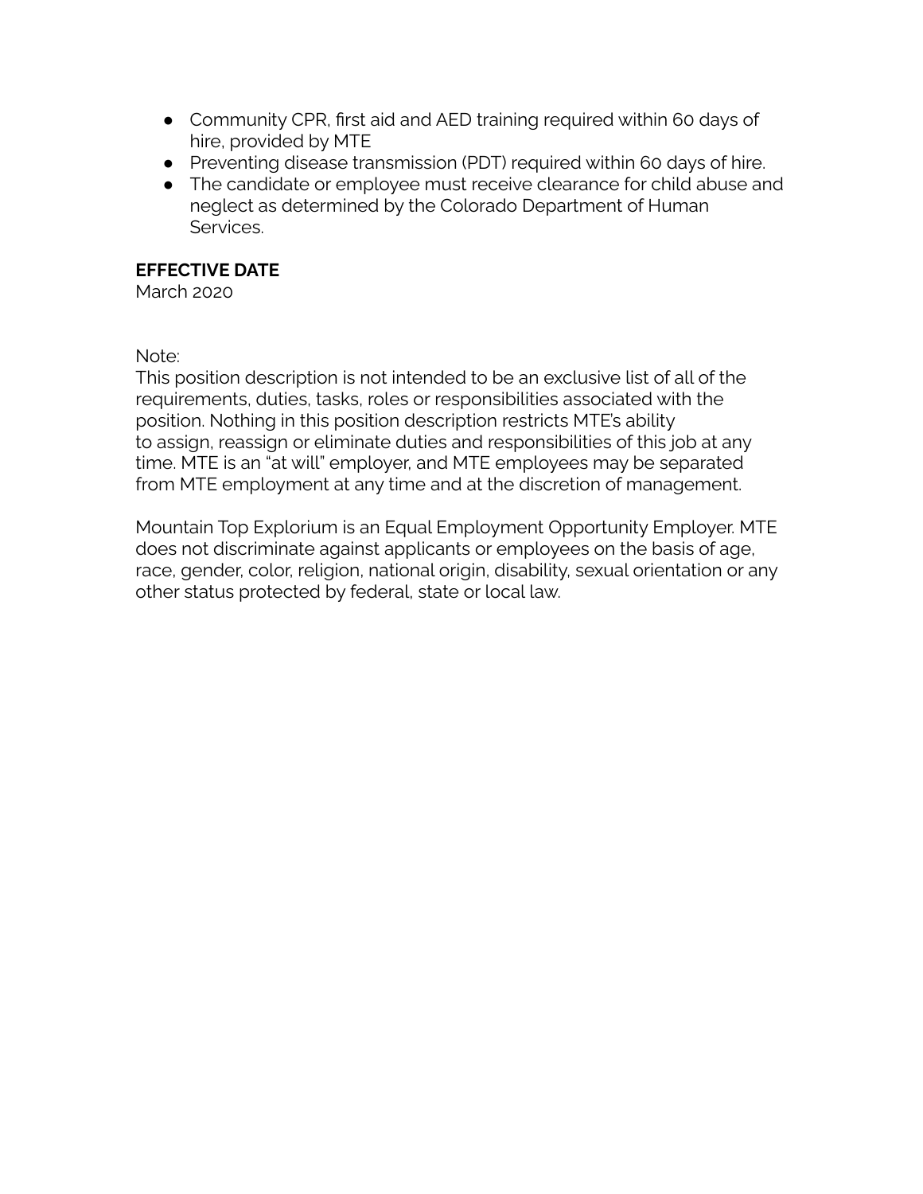- Community CPR, first aid and AED training required within 60 days of hire, provided by MTE
- Preventing disease transmission (PDT) required within 60 days of hire.
- The candidate or employee must receive clearance for child abuse and neglect as determined by the Colorado Department of Human Services.

**EFFECTIVE DATE**
March 2020

Note:
This position description is not intended to be an exclusive list of all of the requirements, duties, tasks, roles or responsibilities associated with the position. Nothing in this position description restricts MTE's ability to assign, reassign or eliminate duties and responsibilities of this job at any time. MTE is an "at will" employer, and MTE employees may be separated from MTE employment at any time and at the discretion of management.

Mountain Top Explorium is an Equal Employment Opportunity Employer. MTE does not discriminate against applicants or employees on the basis of age, race, gender, color, religion, national origin, disability, sexual orientation or any other status protected by federal, state or local law.